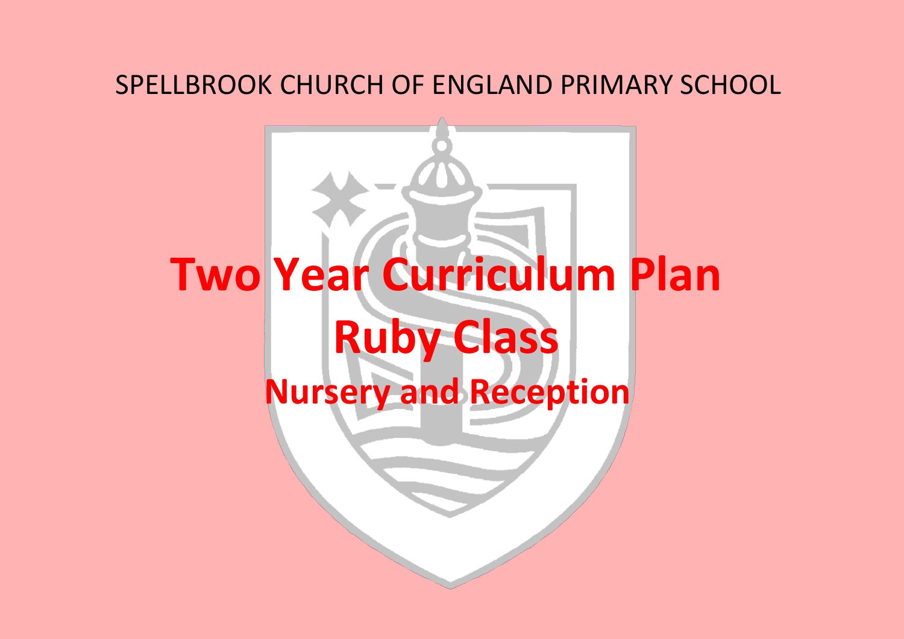SPELLBROOK CHURCH OF ENGLAND PRIMARY SCHOOL

# Two Year Curriculum Plan

# Ruby Class

## Nursery and Reception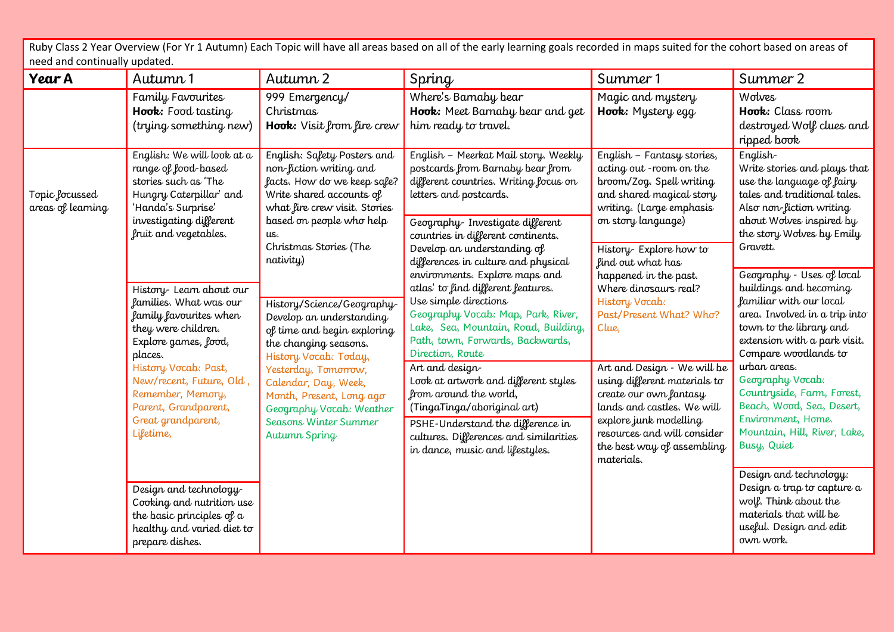Ruby Class 2 Year Overview (For Yr 1 Autumn) Each Topic will have all areas based on all of the early learning goals recorded in maps suited for the cohort based on areas of need and continually updated.

| **Year A** | Autumn 1 | Autumn 2 | Spring | Summer 1 | Summer 2 |
|---|---|---|---|---|---|
| | Family Favourites **Hook:** Food tasting (trying something new) | 999 Emergency/ Christmas **Hook:** Visit from fire crew | Where's Barnaby bear **Hook:** Meet Barnaby bear and get him ready to travel. | Magic and mystery **Hook:** Mystery egg | Wolves **Hook:** Class room destroyed Wolf clues and ripped book |
| Topic focussed areas of learning | English: We will look at a range of food-based stories such as 'The Hungry Caterpillar' and 'Handa's Surprise' investigating different fruit and vegetables.<br><br>History- Learn about our families. What was our family favourites when they were children. Explore games, food, places. History Vocab: Past, New/recent, Future, Old, Remember, Memory, Parent, Grandparent, Great grandparent, Lifetime,<br><br>Design and technology- Cooking and nutrition use the basic principles of a healthy and varied diet to prepare dishes. | English: Safety Posters and non-fiction writing and facts. How do we keep safe? Write shared accounts of what fire crew visit. Stories based on people who help us. Christmas Stories (The nativity)<br><br>History/Science/Geography- Develop an understanding of time and begin exploring the changing seasons. History Vocab: Today, Yesterday, Tomorrow, Calendar, Day, Week, Month, Present, Long ago Geography Vocab: Weather Seasons Winter Summer Autumn Spring | English – Meerkat Mail story. Weekly postcards from Barnaby bear from different countries. Writing focus on letters and postcards.<br><br>Geography- Investigate different countries in different continents. Develop an understanding of differences in culture and physical environments. Explore maps and atlas' to find different features. Use simple directions Geography Vocab: Map, Park, River, Lake, Sea, Mountain, Road, Building, Path, town, Forwards, Backwards, Direction, Route<br><br>Art and design- Look at artwork and different styles from around the world, (TingaTinga/aboriginal art)<br><br>PSHE-Understand the difference in cultures. Differences and similarities in dance, music and lifestyles. | English – Fantasy stories, acting out -room on the broom/Zog. Spell writing and shared magical story writing. (Large emphasis on story language)<br><br>History- Explore how to find out what has happened in the past. Where dinosaurs real? History Vocab: Past/Present What? Who? Clue,<br><br>Art and Design - We will be using different materials to create our own fantasy lands and castles. We will explore junk modelling resources and will consider the best way of assembling materials. | English- Write stories and plays that use the language of fairy tales and traditional tales. Also non-fiction writing about Wolves inspired by the story Wolves by Emily Gravett.<br><br>Geography - Uses of local buildings and becoming familiar with our local area. Involved in a trip into town to the library and extension with a park visit. Compare woodlands to urban areas. Geography Vocab: Countryside, Farm, Forest, Beach, Wood, Sea, Desert, Environment, Home. Mountain, Hill, River, Lake, Busy, Quiet<br><br>Design and technology: Design a trap to capture a wolf. Think about the materials that will be useful. Design and edit own work. |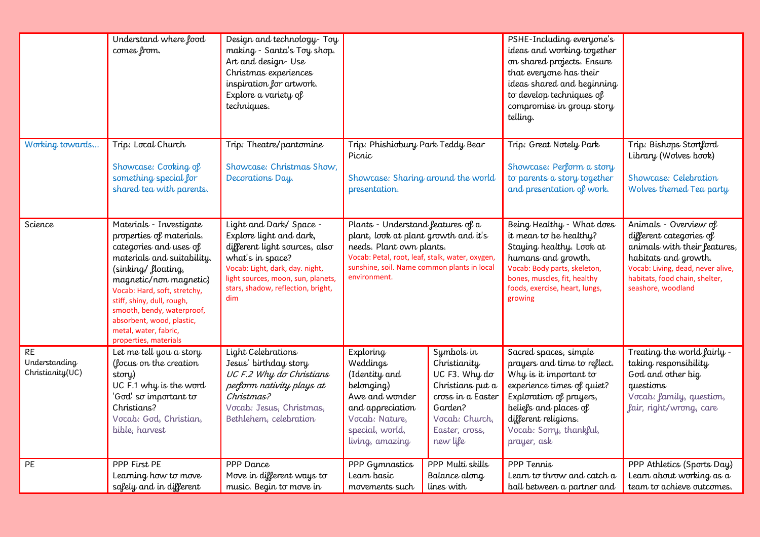| | | | | | | |
|---|---|---|---|---|---|---|
| | Understand where food comes from. | Design and technology- Toy making - Santa's Toy shop. Art and design- Use Christmas experiences inspiration for artwork. Explore a variety of techniques. | | | PSHE-Including everyone's ideas and working together on shared projects. Ensure that everyone has their ideas shared and beginning to develop techniques of compromise in group story telling. | |
| Working towards… | Trip: Local Church<br><br>Showcase: Cooking of something special for shared tea with parents. | Trip: Theatre/pantomine<br><br>Showcase: Christmas Show, Decorations Day. | Trip: Phishiobury Park Teddy Bear Picnic<br><br>Showcase: Sharing around the world presentation. | | Trip: Great Notely Park<br><br>Showcase: Perform a story to parents a story together and presentation of work. | Trip: Bishops Stortford Library (Wolves book)<br><br>Showcase: Celebration Wolves themed Tea party |
| Science | Materials - Investigate properties of materials. categories and uses of materials and suitability. (sinking/ floating, magnetic/non magnetic)<br>Vocab: Hard, soft, stretchy, stiff, shiny, dull, rough, smooth, bendy, waterproof, absorbent, wood, plastic, metal, water, fabric, properties, materials | Light and Dark/ Space - Explore light and dark, different light sources, also what's in space?<br>Vocab: Light, dark, day. night, light sources, moon, sun, planets, stars, shadow, reflection, bright, dim | Plants - Understand features of a plant, look at plant growth and it's needs. Plant own plants.<br>Vocab: Petal, root, leaf, stalk, water, oxygen, sunshine, soil. Name common plants in local environment. | | Being Healthy - What does it mean to be healthy? Staying healthy. Look at humans and growth.<br>Vocab: Body parts, skeleton, bones, muscles, fit, healthy foods, exercise, heart, lungs, growing | Animals - Overview of different categories of animals with their features, habitats and growth.<br>Vocab: Living, dead, never alive, habitats, food chain, shelter, seashore, woodland |
| RE<br>Understanding Christianity(UC) | Let me tell you a story (focus on the creation story)<br>UC F.1 why is the word 'God' so important to Christians?<br>Vocab: God, Christian, bible, harvest | Light Celebrations<br>Jesus' birthday story<br>*UC F.2 Why do Christians perform nativity plays at Christmas?*<br>Vocab: Jesus, Christmas, Bethlehem, celebration | Exploring Weddings (Identity and belonging)<br>Awe and wonder and appreciation<br>Vocab: Nature, special, world, living, amazing | Symbols in Christianity<br>UC F3. Why do Christians put a cross in a Easter Garden?<br>Vocab: Church, Easter, cross, new life | Sacred spaces, simple prayers and time to reflect. Why is it important to experience times of quiet? Exploration of prayers, beliefs and places of different religions.<br>Vocab: Sorry, thankful, prayer, ask | Treating the world fairly - taking responsibility<br>God and other big questions<br>Vocab: family, question, fair, right/wrong, care |
| PE | PPP First PE<br>Learning how to move safely and in different | PPP Dance<br>Move in different ways to music. Begin to move in | PPP Gymnastics<br>Learn basic movements such | PPP Multi skills<br>Balance along lines with | PPP Tennis<br>Learn to throw and catch a ball between a partner and | PPP Athletics (Sports Day)<br>Learn about working as a team to achieve outcomes. |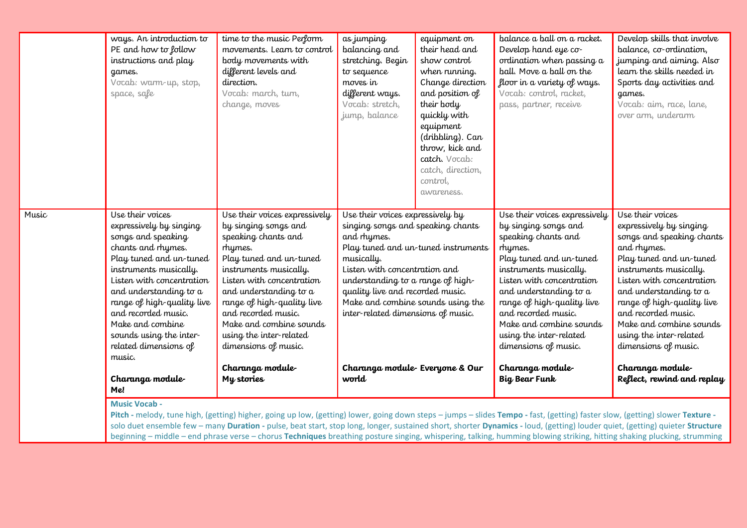| | | | | | | |
|---|---|---|---|---|---|---|
| | ways. An introduction to PE and how to follow instructions and play games. Vocab: warm-up, stop, space, safe | time to the music Perform movements. Learn to control body movements with different levels and direction. Vocab: march, turn, change, moves | as jumping balancing and stretching. Begin to sequence moves in different ways. Vocab: stretch, jump, balance | equipment on their head and show control when running. Change direction and position of their body quickly with equipment (dribbling). Can throw, kick and catch. Vocab: catch, direction, control, awareness. | balance a ball on a racket. Develop hand eye co-ordination when passing a ball. Move a ball on the floor in a variety of ways. Vocab: control, racket, pass, partner, receive | Develop skills that involve balance, co-ordination, jumping and aiming. Also learn the skills needed in Sports day activities and games. Vocab: aim, race, lane, over arm, underarm |
| Music | Use their voices expressively by singing songs and speaking chants and rhymes. Play tuned and un-tuned instruments musically. Listen with concentration and understanding to a range of high-quality live and recorded music. Make and combine sounds using the inter-related dimensions of music. **Charanga module- Me!** | Use their voices expressively by singing songs and speaking chants and rhymes. Play tuned and un-tuned instruments musically. Listen with concentration and understanding to a range of high-quality live and recorded music. Make and combine sounds using the inter-related dimensions of music. **Charanga module- My stories** | Use their voices expressively by singing songs and speaking chants and rhymes. Play tuned and un-tuned instruments musically. Listen with concentration and understanding to a range of high-quality live and recorded music. Make and combine sounds using the inter-related dimensions of music. **Charanga module- Everyone & Our world** | | Use their voices expressively by singing songs and speaking chants and rhymes. Play tuned and un-tuned instruments musically. Listen with concentration and understanding to a range of high-quality live and recorded music. Make and combine sounds using the inter-related dimensions of music. **Charanga module- Big Bear Funk** | Use their voices expressively by singing songs and speaking chants and rhymes. Play tuned and un-tuned instruments musically. Listen with concentration and understanding to a range of high-quality live and recorded music. Make and combine sounds using the inter-related dimensions of music. **Charanga module- Reflect, rewind and replay** |
| | **Music Vocab -** **Pitch -** melody, tune high, (getting) higher, going up low, (getting) lower, going down steps – jumps – slides **Tempo -** fast, (getting) faster slow, (getting) slower **Texture -** solo duet ensemble few – many **Duration -** pulse, beat start, stop long, longer, sustained short, shorter **Dynamics -** loud, (getting) louder quiet, (getting) quieter **Structure** beginning – middle – end phrase verse – chorus **Techniques** breathing posture singing, whispering, talking, humming blowing striking, hitting shaking plucking, strumming | | | | | |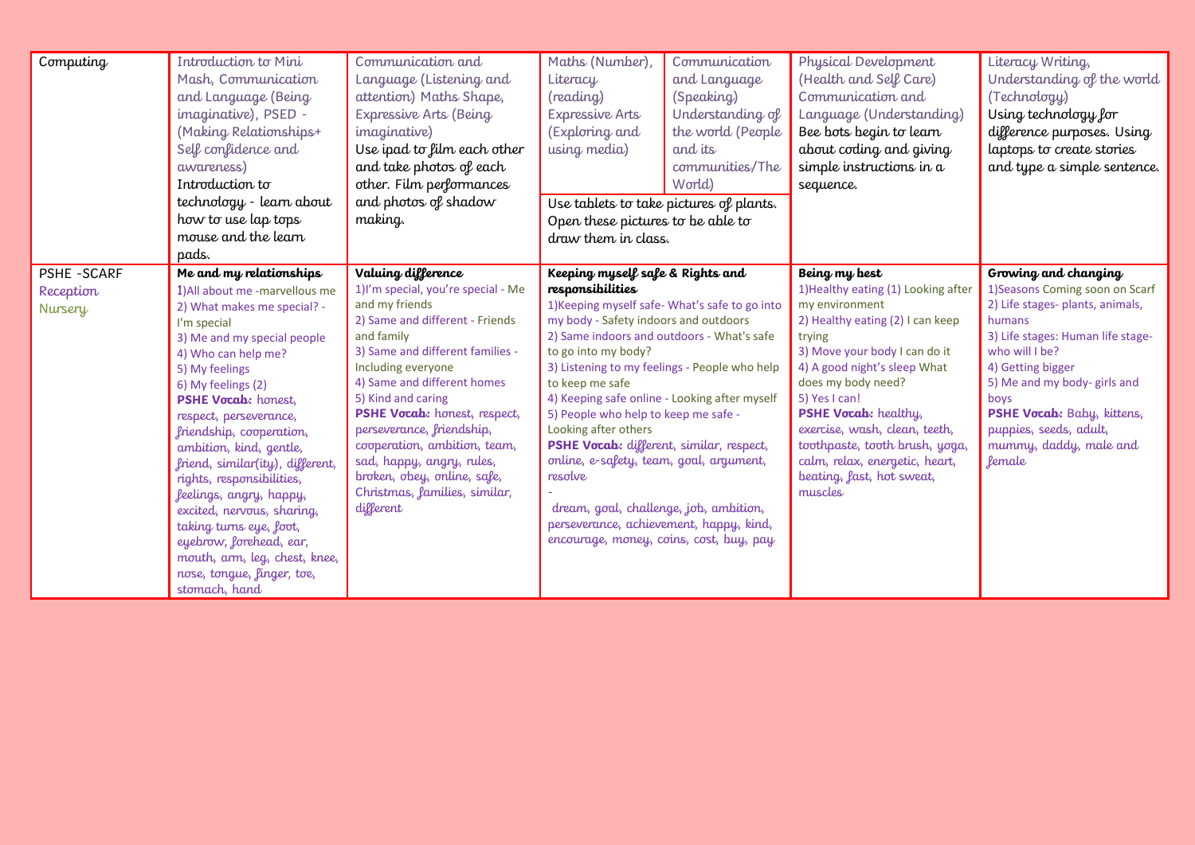| Computing | Introduction to Mini Mash, Communication and Language (Being imaginative), PSED - (Making Relationships+ Self confidence and awareness)<br>Introduction to technology - learn about how to use lap tops mouse and the learn pads. | Communication and Language (Listening and attention) Maths Shape, Expressive Arts (Being imaginative)<br>Use ipad to film each other and take photos of each other. Film performances and photos of shadow making. | Maths (Number), Literacy (reading) Expressive Arts (Exploring and using media) / Communication and Language (Speaking) Understanding of the world (People and its communities/The World)<br>Use tablets to take pictures of plants. Open these pictures to be able to draw them in class. | Physical Development (Health and Self Care) Communication and Language (Understanding)<br>Bee bots begin to learn about coding and giving simple instructions in a sequence. | Literacy Writing, Understanding of the world (Technology)<br>Using technology for difference purposes. Using laptops to create stories and type a simple sentence. |
|---|---|---|---|---|---|
| PSHE -SCARF<br>Reception<br>Nursery | **Me and my relationships**<br>1)All about me -marvellous me<br>2) What makes me special? - I'm special<br>3) Me and my special people<br>4) Who can help me?<br>5) My feelings<br>6) My feelings (2)<br>**PSHE Vocab:** honest, respect, perseverance, friendship, cooperation, ambition, kind, gentle, friend, similar(ity), different, rights, responsibilities, feelings, angry, happy, excited, nervous, sharing, taking turns eye, foot, eyebrow, forehead, ear, mouth, arm, leg, chest, knee, nose, tongue, finger, toe, stomach, hand | **Valuing difference**<br>1)I'm special, you're special - Me and my friends<br>2) Same and different - Friends and family<br>3) Same and different families - Including everyone<br>4) Same and different homes<br>5) Kind and caring<br>**PSHE Vocab:** honest, respect, perseverance, friendship, cooperation, ambition, team, sad, happy, angry, rules, broken, obey, online, safe, Christmas, families, similar, different | **Keeping myself safe & Rights and responsibilities**<br>1)Keeping myself safe- What's safe to go into my body - Safety indoors and outdoors<br>2) Same indoors and outdoors - What's safe to go into my body?<br>3) Listening to my feelings - People who help to keep me safe<br>4) Keeping safe online - Looking after myself<br>5) People who help to keep me safe - Looking after others<br>**PSHE Vocab:** different, similar, respect, online, e-safety, team, goal, argument, resolve<br>-<br>dream, goal, challenge, job, ambition, perseverance, achievement, happy, kind, encourage, money, coins, cost, buy, pay | **Being my best**<br>1)Healthy eating (1) Looking after my environment<br>2) Healthy eating (2) I can keep trying<br>3) Move your body I can do it<br>4) A good night's sleep What does my body need?<br>5) Yes I can!<br>**PSHE Vocab:** healthy, exercise, wash, clean, teeth, toothpaste, tooth brush, yoga, calm, relax, energetic, heart, beating, fast, hot sweat, muscles | **Growing and changing**<br>1)Seasons Coming soon on Scarf<br>2) Life stages- plants, animals, humans<br>3) Life stages: Human life stage- who will I be?<br>4) Getting bigger<br>5) Me and my body- girls and boys<br>**PSHE Vocab:** Baby, kittens, puppies, seeds, adult, mummy, daddy, male and female |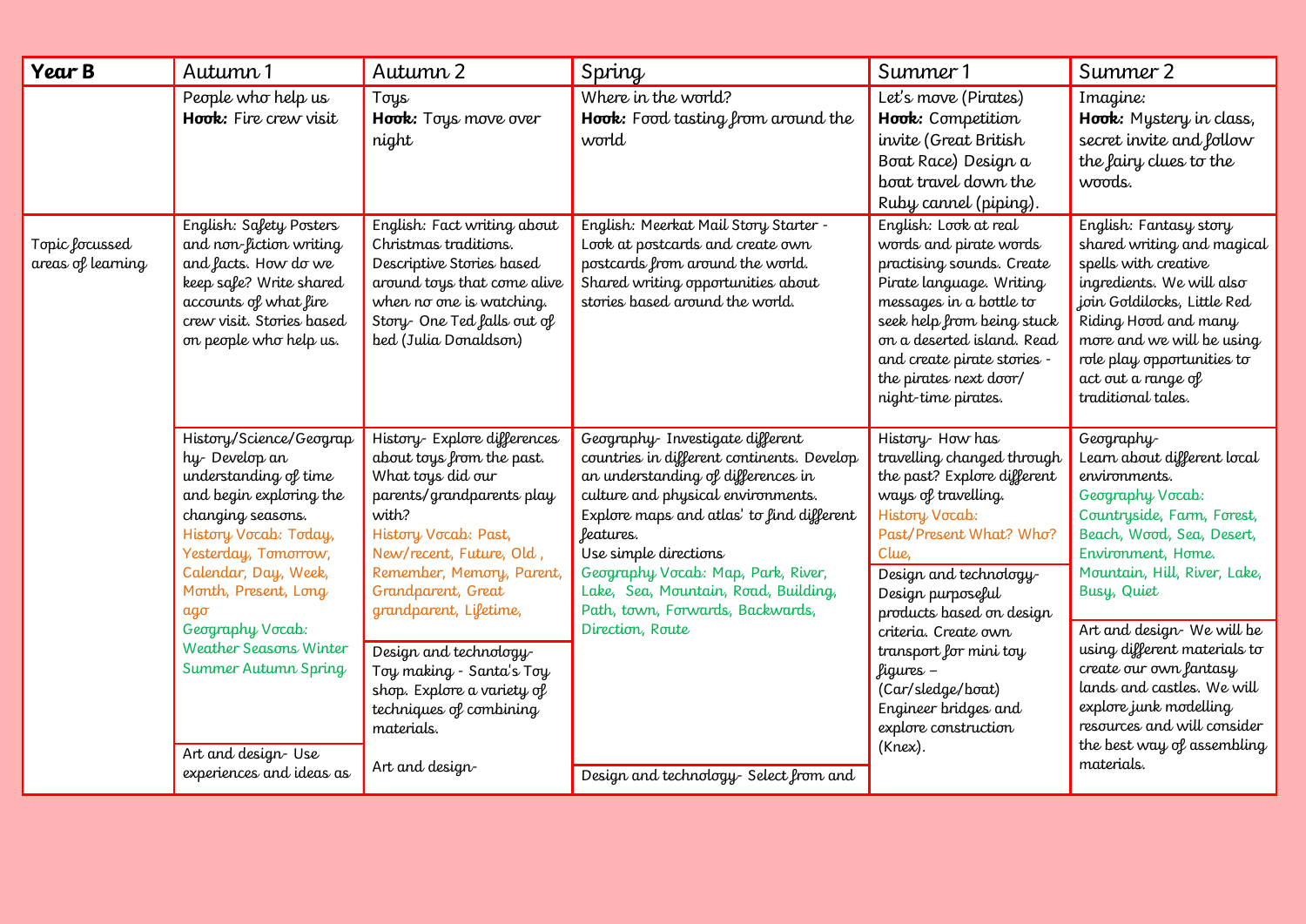| **Year B** | Autumn 1 | Autumn 2 | Spring | Summer 1 | Summer 2 |
|---|---|---|---|---|---|
| | People who help us<br>**Hook:** Fire crew visit | Toys<br>**Hook:** Toys move over night | Where in the world?<br>**Hook:** Food tasting from around the world | Let's move (Pirates)<br>**Hook:** Competition invite (Great British Boat Race) Design a boat travel down the Ruby cannel (piping). | Imagine:<br>**Hook:** Mystery in class, secret invite and follow the fairy clues to the woods. |
| Topic focussed areas of learning | English: Safety Posters and non-fiction writing and facts. How do we keep safe? Write shared accounts of what fire crew visit. Stories based on people who help us. | English: Fact writing about Christmas traditions. Descriptive Stories based around toys that come alive when no one is watching. Story- One Ted falls out of bed (Julia Donaldson) | English: Meerkat Mail Story Starter - Look at postcards and create own postcards from around the world. Shared writing opportunities about stories based around the world. | English: Look at real words and pirate words practising sounds. Create Pirate language. Writing messages in a bottle to seek help from being stuck on a deserted island. Read and create pirate stories - the pirates next door/ night-time pirates. | English: Fantasy story shared writing and magical spells with creative ingredients. We will also join Goldilocks, Little Red Riding Hood and many more and we will be using role play opportunities to act out a range of traditional tales. |
| | History/Science/Geography- Develop an understanding of time and begin exploring the changing seasons.<br>History Vocab: Today, Yesterday, Tomorrow, Calendar, Day, Week, Month, Present, Long ago<br>Geography Vocab: Weather Seasons Winter Summer Autumn Spring | History- Explore differences about toys from the past. What toys did our parents/grandparents play with?<br>History Vocab: Past, New/recent, Future, Old , Remember, Memory, Parent, Grandparent, Great grandparent, Lifetime, | Geography- Investigate different countries in different continents. Develop an understanding of differences in culture and physical environments. Explore maps and atlas' to find different features.<br>Use simple directions<br>Geography Vocab: Map, Park, River, Lake, Sea, Mountain, Road, Building, Path, town, Forwards, Backwards, Direction, Route | History- How has travelling changed through the past? Explore different ways of travelling.<br>History Vocab: Past/Present What? Who? Clue, | Geography-<br>Learn about different local environments.<br>Geography Vocab: Countryside, Farm, Forest, Beach, Wood, Sea, Desert, Environment, Home. Mountain, Hill, River, Lake, Busy, Quiet |
| | | Design and technology- Toy making - Santa's Toy shop. Explore a variety of techniques of combining materials. | | Design and technology- Design purposeful products based on design criteria. Create own transport for mini toy figures – (Car/sledge/boat) Engineer bridges and explore construction (Knex). | Art and design- We will be using different materials to create our own fantasy lands and castles. We will explore junk modelling resources and will consider the best way of assembling materials. |
| | Art and design- Use experiences and ideas as | Art and design- | Design and technology- Select from and | | |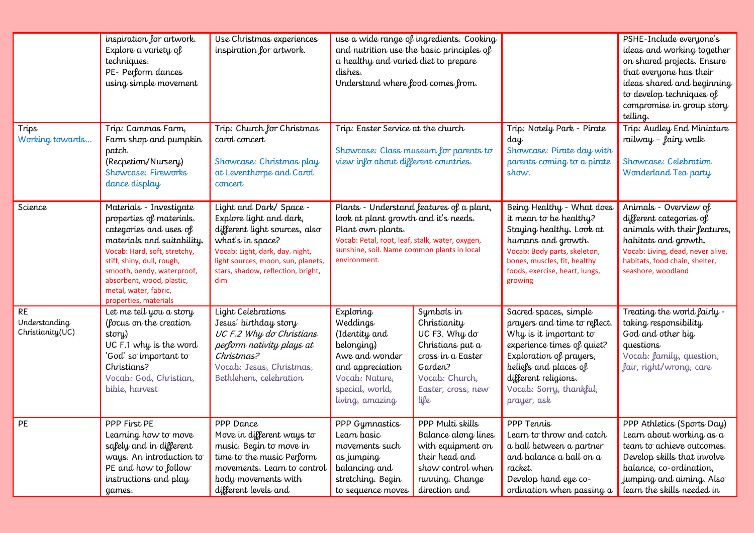| | | | | | | |
|---|---|---|---|---|---|---|
| | inspiration for artwork. Explore a variety of techniques.<br>PE- Perform dances using simple movement | Use Christmas experiences inspiration for artwork. | use a wide range of ingredients. Cooking and nutrition use the basic principles of a healthy and varied diet to prepare dishes.<br>Understand where food comes from. | | | PSHE-Include everyone's ideas and working together on shared projects. Ensure that everyone has their ideas shared and beginning to develop techniques of compromise in group story telling. |
| Trips<br>Working towards… | Trip: Cammas Farm, Farm shop and pumpkin patch (Recpetion/Nursery)<br>Showcase: Fireworks dance display | Trip: Church for Christmas carol concert<br><br>Showcase: Christmas play at Leventhorpe and Carol concert | Trip: Easter Service at the church<br><br>Showcase: Class museum for parents to view info about different countries. | | Trip: Notely Park - Pirate day<br>Showcase: Pirate day with parents coming to a pirate show. | Trip: Audley End Miniature railway – fairy walk<br><br>Showcase: Celebration Wonderland Tea party |
| Science | Materials - Investigate properties of materials. categories and uses of materials and suitability.<br>Vocab: Hard, soft, stretchy, stiff, shiny, dull, rough, smooth, bendy, waterproof, absorbent, wood, plastic, metal, water, fabric, properties, materials | Light and Dark/ Space - Explore light and dark, different light sources, also what's in space?<br>Vocab: Light, dark, day. night, light sources, moon, sun, planets, stars, shadow, reflection, bright, dim | Plants - Understand features of a plant, look at plant growth and it's needs. Plant own plants.<br>Vocab: Petal, root, leaf, stalk, water, oxygen, sunshine, soil. Name common plants in local environment. | | Being Healthy - What does it mean to be healthy? Staying healthy. Look at humans and growth.<br>Vocab: Body parts, skeleton, bones, muscles, fit, healthy foods, exercise, heart, lungs, growing | Animals - Overview of different categories of animals with their features, habitats and growth.<br>Vocab: Living, dead, never alive, habitats, food chain, shelter, seashore, woodland |
| RE<br>Understanding Christianity(UC) | Let me tell you a story (focus on the creation story)<br>UC F.1 why is the word 'God' so important to Christians?<br>Vocab: God, Christian, bible, harvest | Light Celebrations<br>Jesus' birthday story<br>*UC F.2 Why do Christians perform nativity plays at Christmas?*<br>Vocab: Jesus, Christmas, Bethlehem, celebration | Exploring Weddings (Identity and belonging)<br>Awe and wonder and appreciation<br>Vocab: Nature, special, world, living, amazing | Symbols in Christianity<br>UC F3. Why do Christians put a cross in a Easter Garden?<br>Vocab: Church, Easter, cross, new life | Sacred spaces, simple prayers and time to reflect. Why is it important to experience times of quiet? Exploration of prayers, beliefs and places of different religions.<br>Vocab: Sorry, thankful, prayer, ask | Treating the world fairly - taking responsibility<br>God and other big questions<br>Vocab: family, question, fair, right/wrong, care |
| PE | PPP First PE<br>Learning how to move safely and in different ways. An introduction to PE and how to follow instructions and play games. | PPP Dance<br>Move in different ways to music. Begin to move in time to the music Perform movements. Learn to control body movements with different levels and | PPP Gymnastics<br>Learn basic movements such as jumping balancing and stretching. Begin to sequence moves | PPP Multi skills<br>Balance along lines with equipment on their head and show control when running. Change direction and | PPP Tennis<br>Learn to throw and catch a ball between a partner and balance a ball on a racket.<br>Develop hand eye co-ordination when passing a | PPP Athletics (Sports Day)<br>Learn about working as a team to achieve outcomes. Develop skills that involve balance, co-ordination, jumping and aiming. Also learn the skills needed in |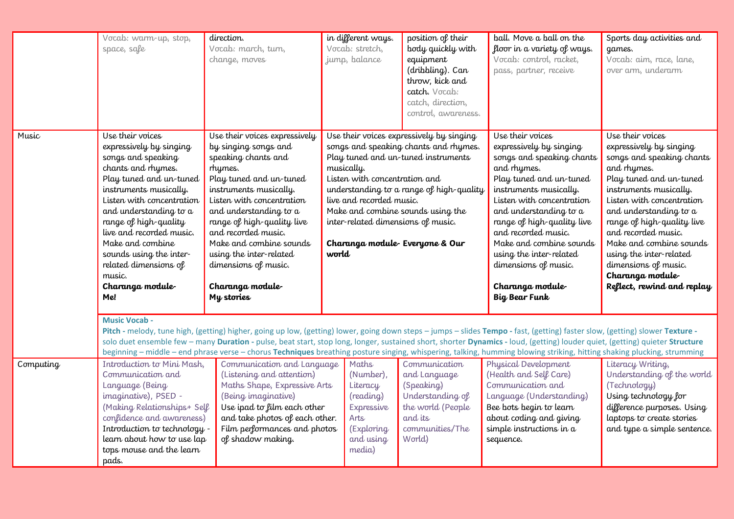| | Vocab: warm-up, stop, space, safe | direction. Vocab: march, turn, change, moves | in different ways. Vocab: stretch, jump, balance | position of their body quickly with equipment (dribbling). Can throw, kick and catch. Vocab: catch, direction, control, awareness. | ball. Move a ball on the floor in a variety of ways. Vocab: control, racket, pass, partner, receive | Sports day activities and games. Vocab: aim, race, lane, over arm, underarm |
|---|---|---|---|---|---|---|
| Music | Use their voices expressively by singing songs and speaking chants and rhymes. Play tuned and un-tuned instruments musically. Listen with concentration and understanding to a range of high-quality live and recorded music. Make and combine sounds using the inter-related dimensions of music. **Charanga module- Me!** | Use their voices expressively by singing songs and speaking chants and rhymes. Play tuned and un-tuned instruments musically. Listen with concentration and understanding to a range of high-quality live and recorded music. Make and combine sounds using the inter-related dimensions of music. **Charanga module- My stories** | Use their voices expressively by singing songs and speaking chants and rhymes. Play tuned and un-tuned instruments musically. Listen with concentration and understanding to a range of high-quality live and recorded music. Make and combine sounds using the inter-related dimensions of music. **Charanga module- Everyone & Our world** | | Use their voices expressively by singing songs and speaking chants and rhymes. Play tuned and un-tuned instruments musically. Listen with concentration and understanding to a range of high-quality live and recorded music. Make and combine sounds using the inter-related dimensions of music. **Charanga module- Big Bear Funk** | Use their voices expressively by singing songs and speaking chants and rhymes. Play tuned and un-tuned instruments musically. Listen with concentration and understanding to a range of high-quality live and recorded music. Make and combine sounds using the inter-related dimensions of music. **Charanga module- Reflect, rewind and replay** |
| | **Music Vocab -** **Pitch -** melody, tune high, (getting) higher, going up low, (getting) lower, going down steps – jumps – slides **Tempo -** fast, (getting) faster slow, (getting) slower **Texture -** solo duet ensemble few – many **Duration -** pulse, beat start, stop long, longer, sustained short, shorter **Dynamics -** loud, (getting) louder quiet, (getting) quieter **Structure** beginning – middle – end phrase verse – chorus **Techniques** breathing posture singing, whispering, talking, humming blowing striking, hitting shaking plucking, strumming | | | | | |
| Computing | Introduction to Mini Mash, Communication and Language (Being imaginative), PSED - (Making Relationships+ Self confidence and awareness) Introduction to technology - learn about how to use lap tops mouse and the learn pads. | Communication and Language (Listening and attention) Maths Shape, Expressive Arts (Being imaginative) Use ipad to film each other and take photos of each other. Film performances and photos of shadow making. | Maths (Number), Literacy (reading) Expressive Arts (Exploring and using media) | Communication and Language (Speaking) Understanding of the world (People and its communities/The World) | Physical Development (Health and Self Care) Communication and Language (Understanding) Bee bots begin to learn about coding and giving simple instructions in a sequence. | Literacy Writing, Understanding of the world (Technology) Using technology for difference purposes. Using laptops to create stories and type a simple sentence. |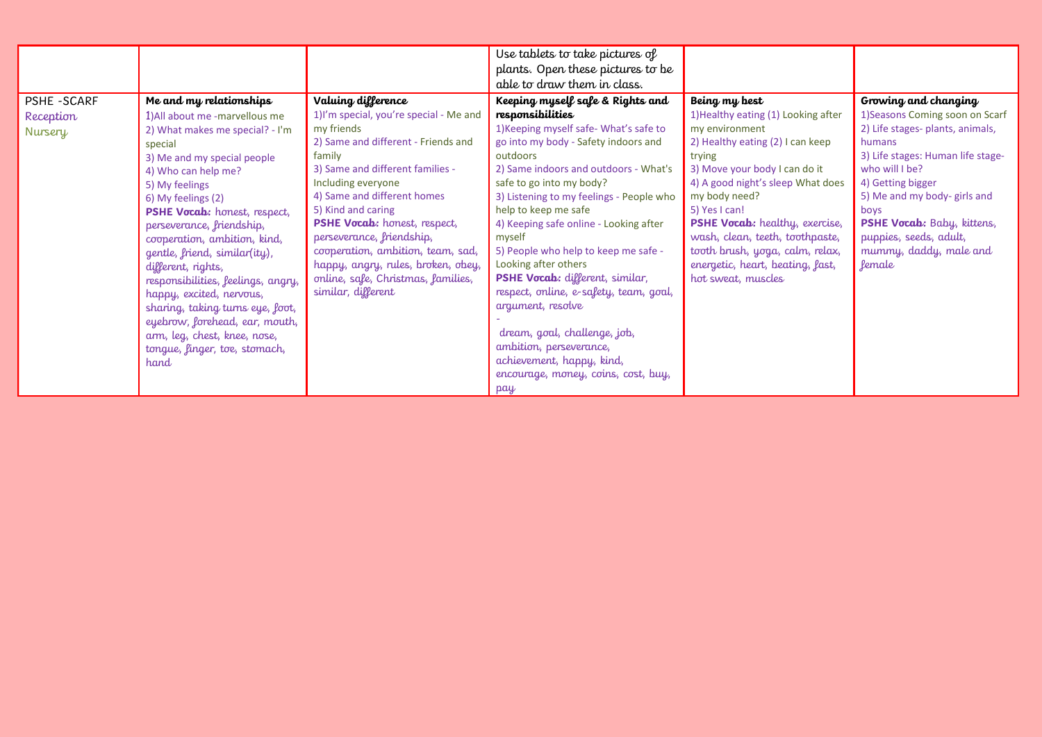| | | | | | |
|---|---|---|---|---|---|
| | | | Use tablets to take pictures of plants. Open these pictures to be able to draw them in class. | | |
| PSHE -SCARF<br>Reception<br>Nursery | **Me and my relationships**<br>1)All about me -marvellous me<br>2) What makes me special? - I'm special<br>3) Me and my special people<br>4) Who can help me?<br>5) My feelings<br>6) My feelings (2)<br>**PSHE Vocab:** honest, respect, perseverance, friendship, cooperation, ambition, kind, gentle, friend, similar(ity), different, rights, responsibilities, feelings, angry, happy, excited, nervous, sharing, taking turns eye, foot, eyebrow, forehead, ear, mouth, arm, leg, chest, knee, nose, tongue, finger, toe, stomach, hand | **Valuing difference**<br>1)I'm special, you're special - Me and my friends<br>2) Same and different - Friends and family<br>3) Same and different families - Including everyone<br>4) Same and different homes<br>5) Kind and caring<br>**PSHE Vocab:** honest, respect, perseverance, friendship, cooperation, ambition, team, sad, happy, angry, rules, broken, obey, online, safe, Christmas, families, similar, different | **Keeping myself safe & Rights and responsibilities**<br>1)Keeping myself safe- What's safe to go into my body - Safety indoors and outdoors<br>2) Same indoors and outdoors - What's safe to go into my body?<br>3) Listening to my feelings - People who help to keep me safe<br>4) Keeping safe online - Looking after myself<br>5) People who help to keep me safe - Looking after others<br>**PSHE Vocab:** different, similar, respect, online, e-safety, team, goal, argument, resolve<br>-<br>dream, goal, challenge, job, ambition, perseverance, achievement, happy, kind, encourage, money, coins, cost, buy, pay | **Being my best**<br>1)Healthy eating (1) Looking after my environment<br>2) Healthy eating (2) I can keep trying<br>3) Move your body I can do it<br>4) A good night's sleep What does my body need?<br>5) Yes I can!<br>**PSHE Vocab:** healthy, exercise, wash, clean, teeth, toothpaste, tooth brush, yoga, calm, relax, energetic, heart, beating, fast, hot sweat, muscles | **Growing and changing**<br>1)Seasons Coming soon on Scarf<br>2) Life stages- plants, animals, humans<br>3) Life stages: Human life stage- who will I be?<br>4) Getting bigger<br>5) Me and my body- girls and boys<br>**PSHE Vocab:** Baby, kittens, puppies, seeds, adult, mummy, daddy, male and female |